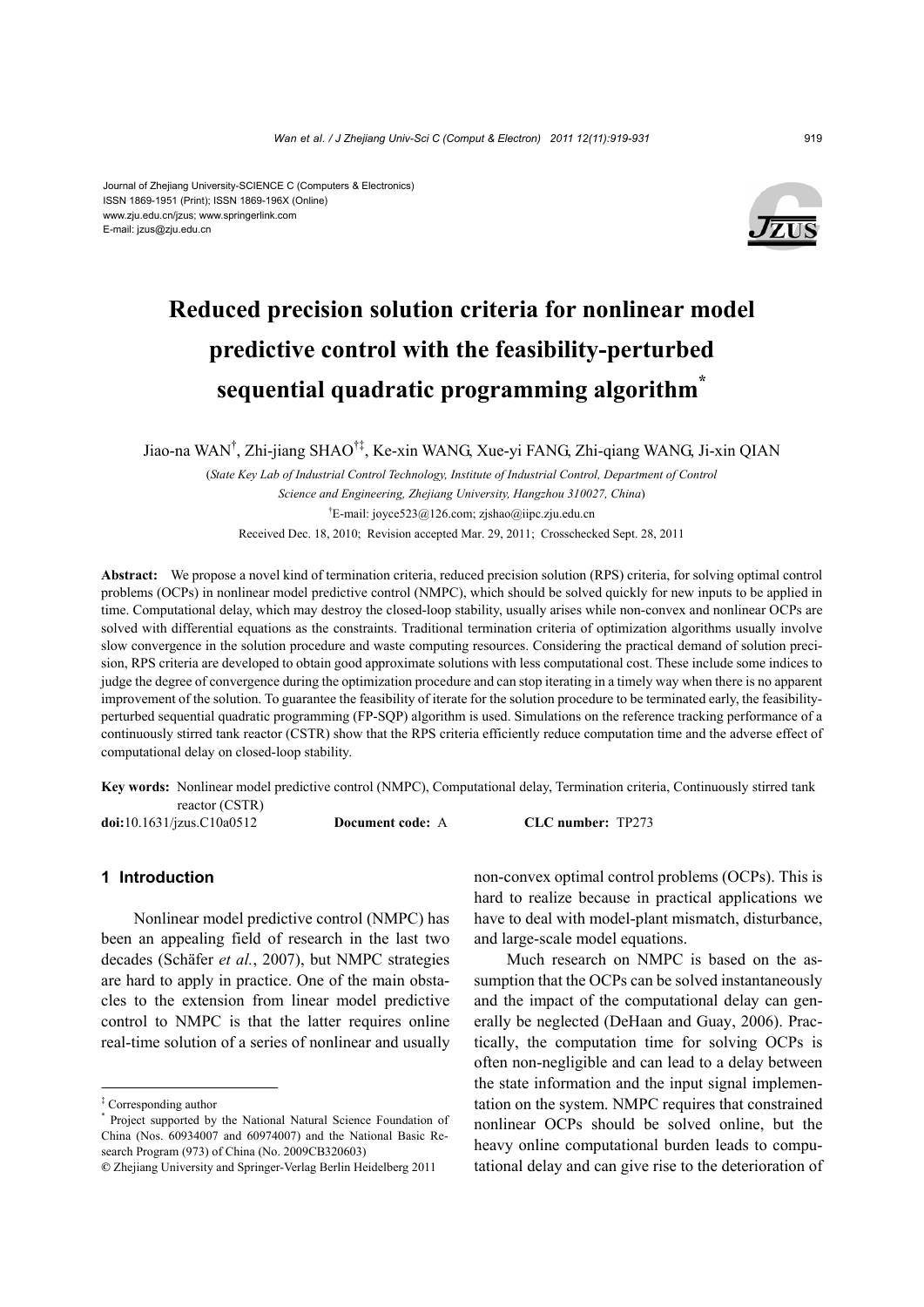Journal of Zhejiang University-SCIENCE C (Computers & Electronics)
ISSN 1869-1951 (Print); ISSN 1869-196X (Online)
www.zju.edu.cn/jzus; www.springerlink.com
E-mail: jzus@zju.edu.cn

# Reduced precision solution criteria for nonlinear model predictive control with the feasibility-perturbed sequential quadratic programming algorithm*

Jiao-na WAN[†], Zhi-jiang SHAO[†‡], Ke-xin WANG, Xue-yi FANG, Zhi-qiang WANG, Ji-xin QIAN

(*State Key Lab of Industrial Control Technology, Institute of Industrial Control, Department of Control Science and Engineering, Zhejiang University, Hangzhou 310027, China*)

[†]E-mail: joyce523@126.com; zjshao@iipc.zju.edu.cn

Received Dec. 18, 2010; Revision accepted Mar. 29, 2011; Crosschecked Sept. 28, 2011

**Abstract:** We propose a novel kind of termination criteria, reduced precision solution (RPS) criteria, for solving optimal control problems (OCPs) in nonlinear model predictive control (NMPC), which should be solved quickly for new inputs to be applied in time. Computational delay, which may destroy the closed-loop stability, usually arises while non-convex and nonlinear OCPs are solved with differential equations as the constraints. Traditional termination criteria of optimization algorithms usually involve slow convergence in the solution procedure and waste computing resources. Considering the practical demand of solution precision, RPS criteria are developed to obtain good approximate solutions with less computational cost. These include some indices to judge the degree of convergence during the optimization procedure and can stop iterating in a timely way when there is no apparent improvement of the solution. To guarantee the feasibility of iterate for the solution procedure to be terminated early, the feasibility-perturbed sequential quadratic programming (FP-SQP) algorithm is used. Simulations on the reference tracking performance of a continuously stirred tank reactor (CSTR) show that the RPS criteria efficiently reduce computation time and the adverse effect of computational delay on closed-loop stability.

**Key words:** Nonlinear model predictive control (NMPC), Computational delay, Termination criteria, Continuously stirred tank reactor (CSTR)

**doi:**10.1631/jzus.C10a0512 **Document code:** A **CLC number:** TP273

## 1 Introduction

Nonlinear model predictive control (NMPC) has been an appealing field of research in the last two decades (Schäfer *et al.*, 2007), but NMPC strategies are hard to apply in practice. One of the main obstacles to the extension from linear model predictive control to NMPC is that the latter requires online real-time solution of a series of nonlinear and usually non-convex optimal control problems (OCPs). This is hard to realize because in practical applications we have to deal with model-plant mismatch, disturbance, and large-scale model equations.

Much research on NMPC is based on the assumption that the OCPs can be solved instantaneously and the impact of the computational delay can generally be neglected (DeHaan and Guay, 2006). Practically, the computation time for solving OCPs is often non-negligible and can lead to a delay between the state information and the input signal implementation on the system. NMPC requires that constrained nonlinear OCPs should be solved online, but the heavy online computational burden leads to computational delay and can give rise to the deterioration of

---

‡ Corresponding author

\* Project supported by the National Natural Science Foundation of China (Nos. 60934007 and 60974007) and the National Basic Research Program (973) of China (No. 2009CB320603)

© Zhejiang University and Springer-Verlag Berlin Heidelberg 2011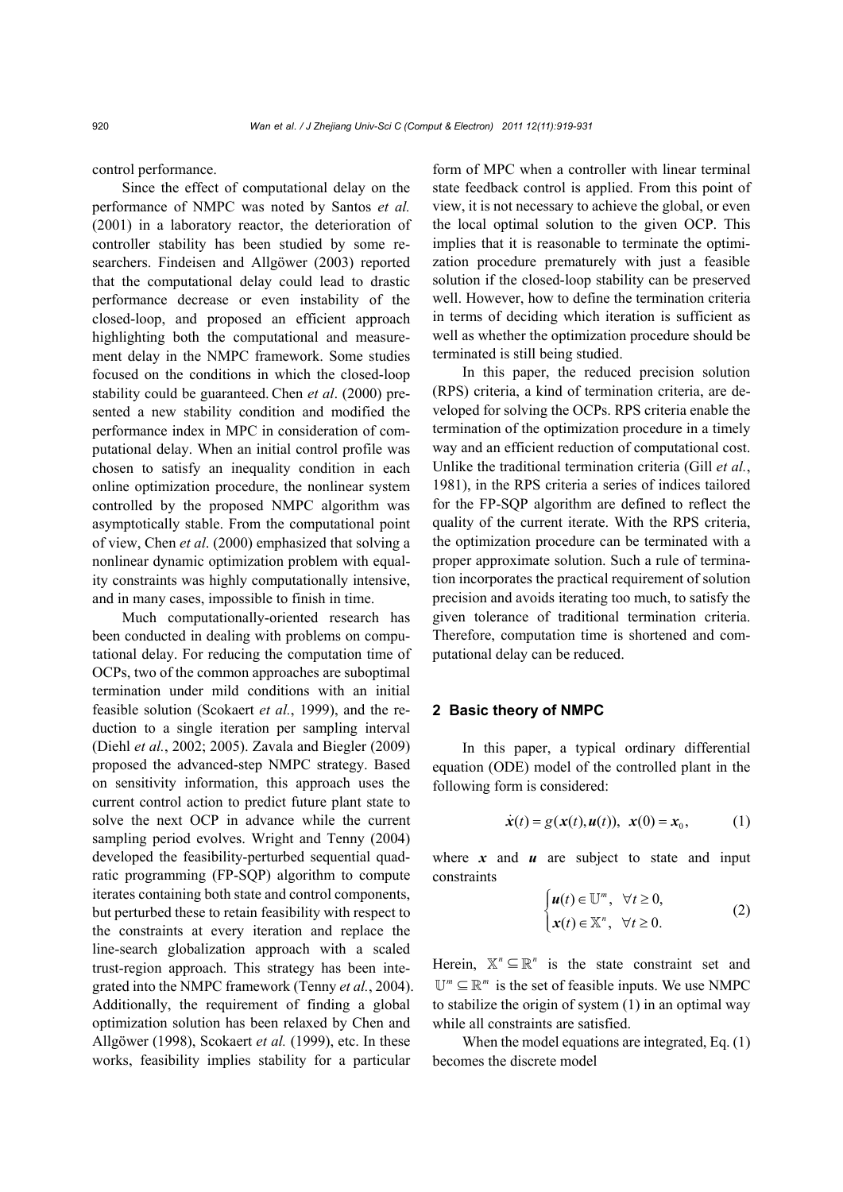control performance.

Since the effect of computational delay on the performance of NMPC was noted by Santos *et al.* (2001) in a laboratory reactor, the deterioration of controller stability has been studied by some researchers. Findeisen and Allgöwer (2003) reported that the computational delay could lead to drastic performance decrease or even instability of the closed-loop, and proposed an efficient approach highlighting both the computational and measurement delay in the NMPC framework. Some studies focused on the conditions in which the closed-loop stability could be guaranteed. Chen *et al*. (2000) presented a new stability condition and modified the performance index in MPC in consideration of computational delay. When an initial control profile was chosen to satisfy an inequality condition in each online optimization procedure, the nonlinear system controlled by the proposed NMPC algorithm was asymptotically stable. From the computational point of view, Chen *et al*. (2000) emphasized that solving a nonlinear dynamic optimization problem with equality constraints was highly computationally intensive, and in many cases, impossible to finish in time.

Much computationally-oriented research has been conducted in dealing with problems on computational delay. For reducing the computation time of OCPs, two of the common approaches are suboptimal termination under mild conditions with an initial feasible solution (Scokaert *et al.*, 1999), and the reduction to a single iteration per sampling interval (Diehl *et al.*, 2002; 2005). Zavala and Biegler (2009) proposed the advanced-step NMPC strategy. Based on sensitivity information, this approach uses the current control action to predict future plant state to solve the next OCP in advance while the current sampling period evolves. Wright and Tenny (2004) developed the feasibility-perturbed sequential quadratic programming (FP-SQP) algorithm to compute iterates containing both state and control components, but perturbed these to retain feasibility with respect to the constraints at every iteration and replace the line-search globalization approach with a scaled trust-region approach. This strategy has been integrated into the NMPC framework (Tenny *et al.*, 2004). Additionally, the requirement of finding a global optimization solution has been relaxed by Chen and Allgöwer (1998), Scokaert *et al.* (1999), etc. In these works, feasibility implies stability for a particular form of MPC when a controller with linear terminal state feedback control is applied. From this point of view, it is not necessary to achieve the global, or even the local optimal solution to the given OCP. This implies that it is reasonable to terminate the optimization procedure prematurely with just a feasible solution if the closed-loop stability can be preserved well. However, how to define the termination criteria in terms of deciding which iteration is sufficient as well as whether the optimization procedure should be terminated is still being studied.

In this paper, the reduced precision solution (RPS) criteria, a kind of termination criteria, are developed for solving the OCPs. RPS criteria enable the termination of the optimization procedure in a timely way and an efficient reduction of computational cost. Unlike the traditional termination criteria (Gill *et al.*, 1981), in the RPS criteria a series of indices tailored for the FP-SQP algorithm are defined to reflect the quality of the current iterate. With the RPS criteria, the optimization procedure can be terminated with a proper approximate solution. Such a rule of termination incorporates the practical requirement of solution precision and avoids iterating too much, to satisfy the given tolerance of traditional termination criteria. Therefore, computation time is shortened and computational delay can be reduced.

## 2 Basic theory of NMPC

In this paper, a typical ordinary differential equation (ODE) model of the controlled plant in the following form is considered:

$$\dot{\boldsymbol{x}}(t) = g(\boldsymbol{x}(t), \boldsymbol{u}(t)), \;\; \boldsymbol{x}(0) = \boldsymbol{x}_0, \tag{1}$$

where $\boldsymbol{x}$ and $\boldsymbol{u}$ are subject to state and input constraints

$$\begin{cases} \boldsymbol{u}(t) \in \mathbb{U}^m, & \forall t \geq 0, \\ \boldsymbol{x}(t) \in \mathbb{X}^n, & \forall t \geq 0. \end{cases} \tag{2}$$

Herein, $\mathbb{X}^n \subseteq \mathbb{R}^n$ is the state constraint set and $\mathbb{U}^m \subseteq \mathbb{R}^m$ is the set of feasible inputs. We use NMPC to stabilize the origin of system (1) in an optimal way while all constraints are satisfied.

When the model equations are integrated, Eq. (1) becomes the discrete model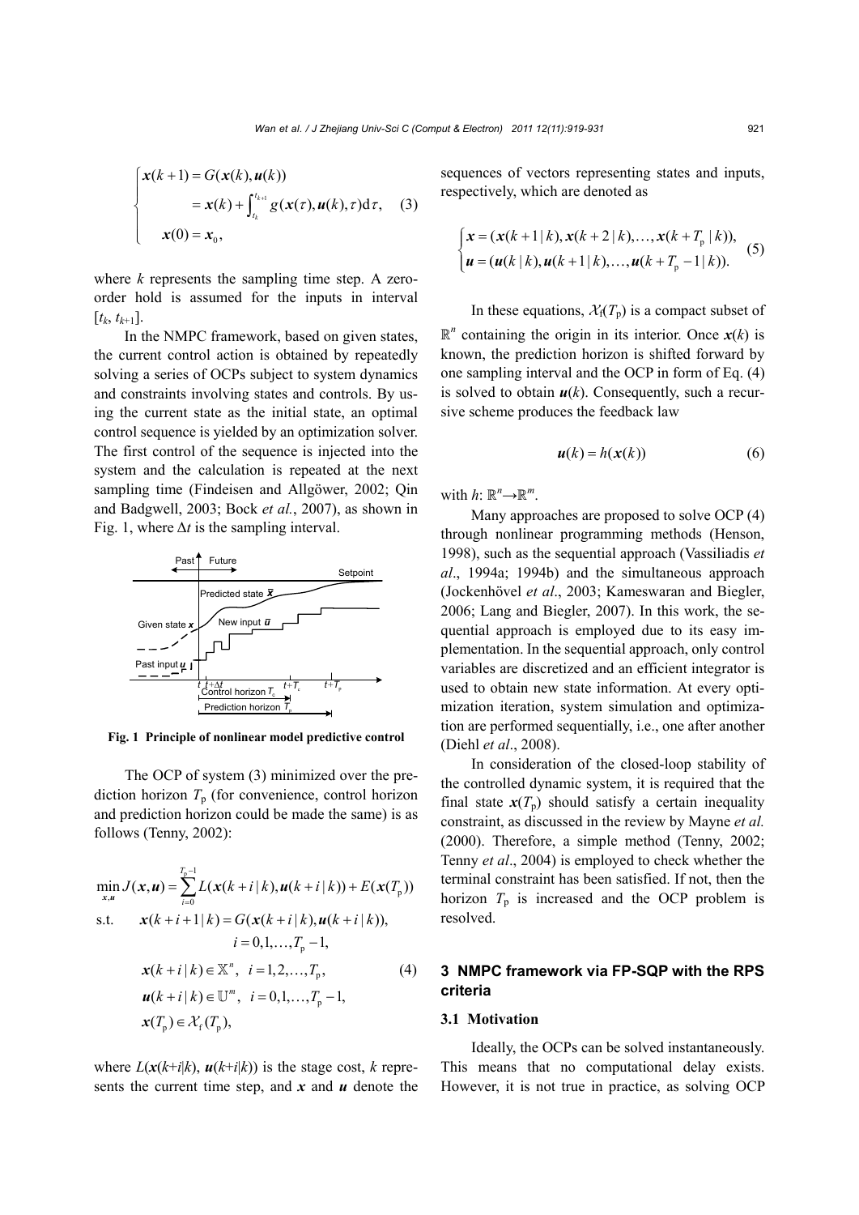$$
\begin{cases}
\boldsymbol{x}(k+1) = G(\boldsymbol{x}(k), \boldsymbol{u}(k)) \\
\qquad = \boldsymbol{x}(k) + \int_{t_k}^{t_{k+1}} g(\boldsymbol{x}(\tau), \boldsymbol{u}(k), \tau) \mathrm{d}\tau, \\
\boldsymbol{x}(0) = \boldsymbol{x}_0,
\end{cases} \tag{3}
$$

where $k$ represents the sampling time step. A zero-order hold is assumed for the inputs in interval $[t_k, t_{k+1}]$.

In the NMPC framework, based on given states, the current control action is obtained by repeatedly solving a series of OCPs subject to system dynamics and constraints involving states and controls. By using the current state as the initial state, an optimal control sequence is yielded by an optimization solver. The first control of the sequence is injected into the system and the calculation is repeated at the next sampling time (Findeisen and Allgöwer, 2002; Qin and Badgwell, 2003; Bock *et al.*, 2007), as shown in Fig. 1, where $\Delta t$ is the sampling interval.

**Fig. 1 Principle of nonlinear model predictive control**

The OCP of system (3) minimized over the prediction horizon $T_\mathrm{p}$ (for convenience, control horizon and prediction horizon could be made the same) is as follows (Tenny, 2002):

$$
\begin{aligned}
\min_{\boldsymbol{x},\boldsymbol{u}} \; & J(\boldsymbol{x}, \boldsymbol{u}) = \sum_{i=0}^{T_\mathrm{p}-1} L(\boldsymbol{x}(k+i|k), \boldsymbol{u}(k+i|k)) + E(\boldsymbol{x}(T_\mathrm{p})) \\
\text{s.t.} \quad & \boldsymbol{x}(k+i+1|k) = G(\boldsymbol{x}(k+i|k), \boldsymbol{u}(k+i|k)), \\
& \qquad i = 0, 1, \ldots, T_\mathrm{p}-1, \\
& \boldsymbol{x}(k+i|k) \in \mathbb{X}^n, \; i = 1, 2, \ldots, T_\mathrm{p}, \\
& \boldsymbol{u}(k+i|k) \in \mathbb{U}^m, \; i = 0, 1, \ldots, T_\mathrm{p}-1, \\
& \boldsymbol{x}(T_\mathrm{p}) \in \mathcal{X}_\mathrm{f}(T_\mathrm{p}),
\end{aligned} \tag{4}
$$

where $L(\boldsymbol{x}(k+i|k), \boldsymbol{u}(k+i|k))$ is the stage cost, $k$ represents the current time step, and $\boldsymbol{x}$ and $\boldsymbol{u}$ denote the sequences of vectors representing states and inputs, respectively, which are denoted as

$$
\begin{cases}
\boldsymbol{x} = (\boldsymbol{x}(k+1|k), \boldsymbol{x}(k+2|k), \ldots, \boldsymbol{x}(k+T_\mathrm{p}|k)), \\
\boldsymbol{u} = (\boldsymbol{u}(k|k), \boldsymbol{u}(k+1|k), \ldots, \boldsymbol{u}(k+T_\mathrm{p}-1|k)).
\end{cases} \tag{5}
$$

In these equations, $\mathcal{X}_\mathrm{f}(T_\mathrm{p})$ is a compact subset of $\mathbb{R}^n$ containing the origin in its interior. Once $\boldsymbol{x}(k)$ is known, the prediction horizon is shifted forward by one sampling interval and the OCP in form of Eq. (4) is solved to obtain $\boldsymbol{u}(k)$. Consequently, such a recursive scheme produces the feedback law

$$
\boldsymbol{u}(k) = h(\boldsymbol{x}(k)) \tag{6}
$$

with $h: \mathbb{R}^n \to \mathbb{R}^m$.

Many approaches are proposed to solve OCP (4) through nonlinear programming methods (Henson, 1998), such as the sequential approach (Vassiliadis *et al.*, 1994a; 1994b) and the simultaneous approach (Jockenhövel *et al.*, 2003; Kameswaran and Biegler, 2006; Lang and Biegler, 2007). In this work, the sequential approach is employed due to its easy implementation. In the sequential approach, only control variables are discretized and an efficient integrator is used to obtain new state information. At every optimization iteration, system simulation and optimization are performed sequentially, i.e., one after another (Diehl *et al.*, 2008).

In consideration of the closed-loop stability of the controlled dynamic system, it is required that the final state $\boldsymbol{x}(T_\mathrm{p})$ should satisfy a certain inequality constraint, as discussed in the review by Mayne *et al.* (2000). Therefore, a simple method (Tenny, 2002; Tenny *et al.*, 2004) is employed to check whether the terminal constraint has been satisfied. If not, then the horizon $T_\mathrm{p}$ is increased and the OCP problem is resolved.

## 3 NMPC framework via FP-SQP with the RPS criteria

### 3.1 Motivation

Ideally, the OCPs can be solved instantaneously. This means that no computational delay exists. However, it is not true in practice, as solving OCP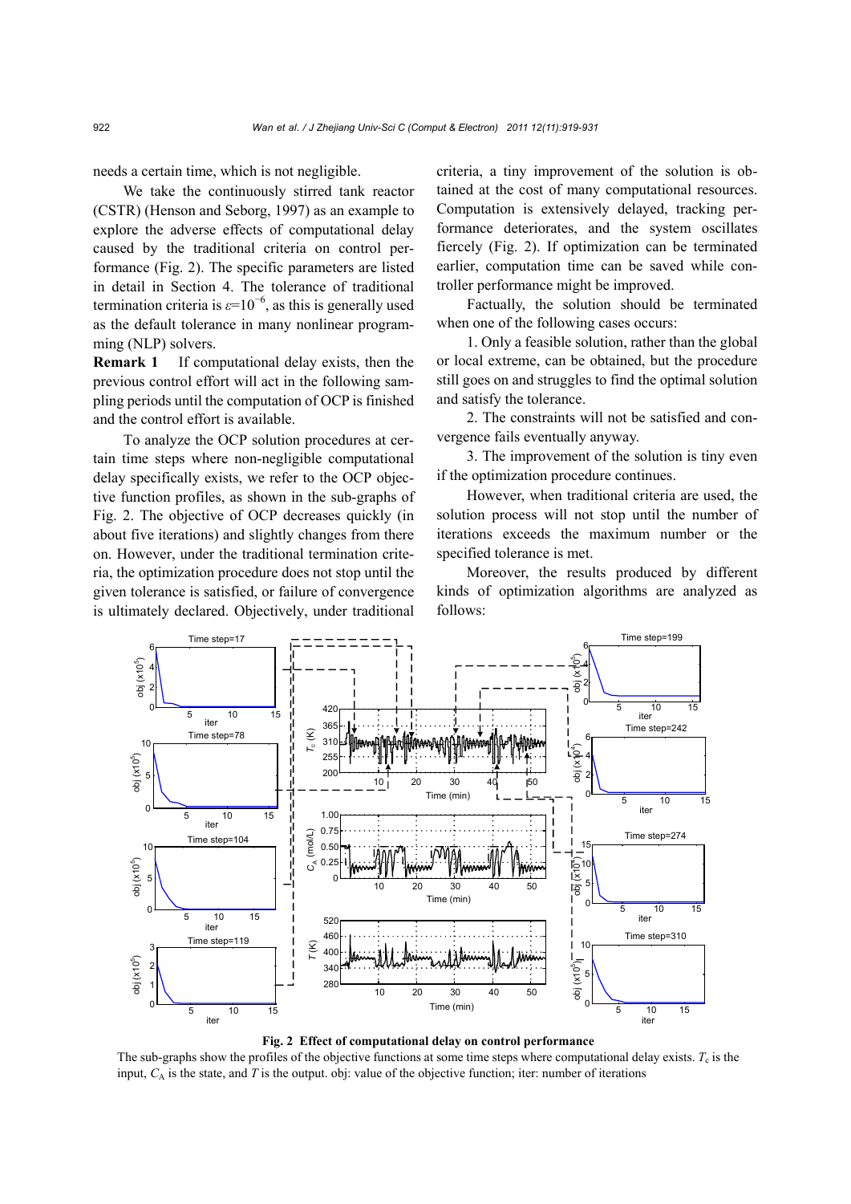needs a certain time, which is not negligible.

We take the continuously stirred tank reactor (CSTR) (Henson and Seborg, 1997) as an example to explore the adverse effects of computational delay caused by the traditional criteria on control performance (Fig. 2). The specific parameters are listed in detail in Section 4. The tolerance of traditional termination criteria is $\varepsilon=10^{-6}$, as this is generally used as the default tolerance in many nonlinear programming (NLP) solvers.

**Remark 1** If computational delay exists, then the previous control effort will act in the following sampling periods until the computation of OCP is finished and the control effort is available.

To analyze the OCP solution procedures at certain time steps where non-negligible computational delay specifically exists, we refer to the OCP objective function profiles, as shown in the sub-graphs of Fig. 2. The objective of OCP decreases quickly (in about five iterations) and slightly changes from there on. However, under the traditional termination criteria, the optimization procedure does not stop until the given tolerance is satisfied, or failure of convergence is ultimately declared. Objectively, under traditional criteria, a tiny improvement of the solution is obtained at the cost of many computational resources. Computation is extensively delayed, tracking performance deteriorates, and the system oscillates fiercely (Fig. 2). If optimization can be terminated earlier, computation time can be saved while controller performance might be improved.

Factually, the solution should be terminated when one of the following cases occurs:

1. Only a feasible solution, rather than the global or local extreme, can be obtained, but the procedure still goes on and struggles to find the optimal solution and satisfy the tolerance.

2. The constraints will not be satisfied and convergence fails eventually anyway.

3. The improvement of the solution is tiny even if the optimization procedure continues.

However, when traditional criteria are used, the solution process will not stop until the number of iterations exceeds the maximum number or the specified tolerance is met.

Moreover, the results produced by different kinds of optimization algorithms are analyzed as follows:

**Fig. 2 Effect of computational delay on control performance**

The sub-graphs show the profiles of the objective functions at some time steps where computational delay exists. $T_c$ is the input, $C_A$ is the state, and $T$ is the output. obj: value of the objective function; iter: number of iterations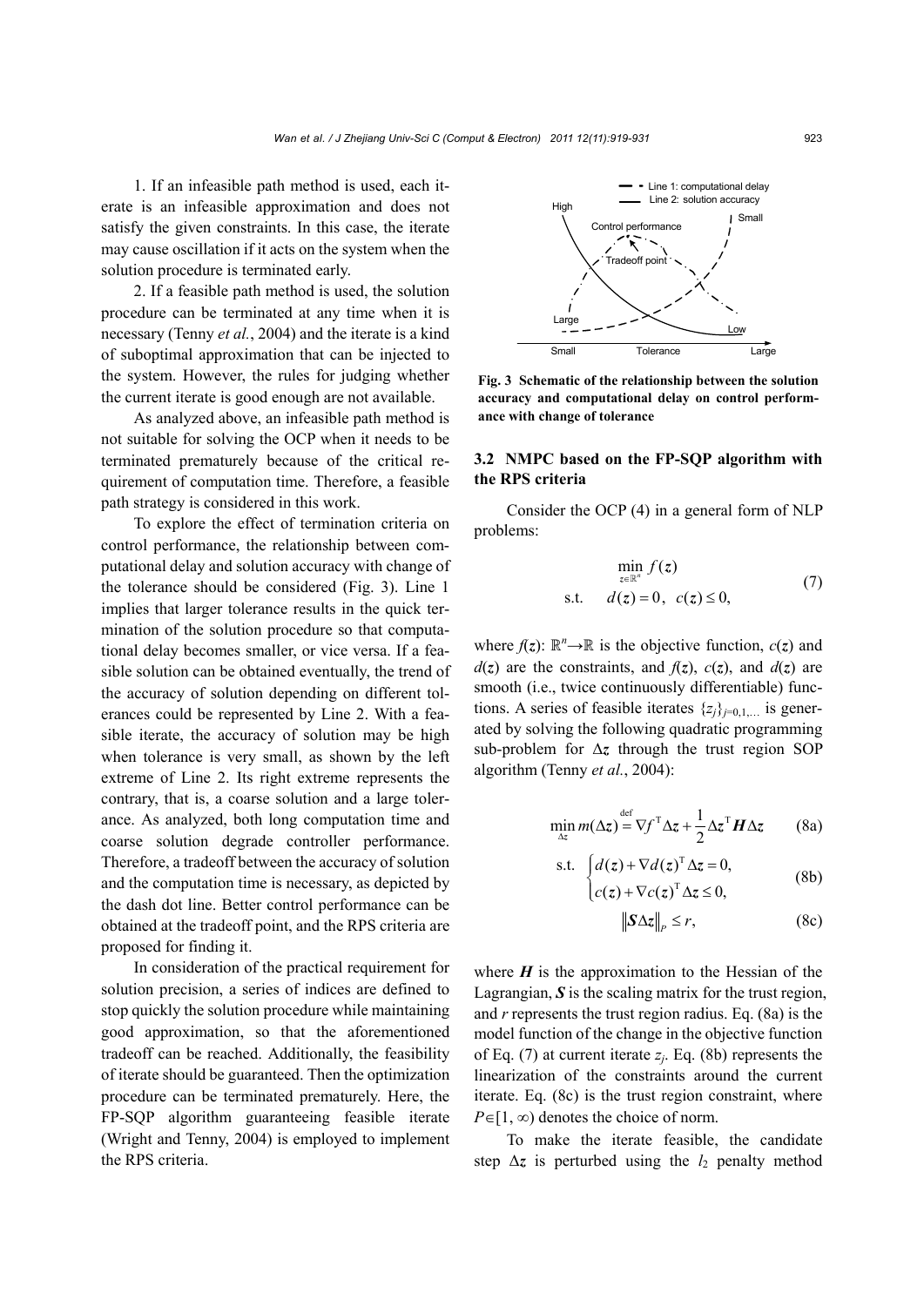1. If an infeasible path method is used, each iterate is an infeasible approximation and does not satisfy the given constraints. In this case, the iterate may cause oscillation if it acts on the system when the solution procedure is terminated early.

2. If a feasible path method is used, the solution procedure can be terminated at any time when it is necessary (Tenny *et al.*, 2004) and the iterate is a kind of suboptimal approximation that can be injected to the system. However, the rules for judging whether the current iterate is good enough are not available.

As analyzed above, an infeasible path method is not suitable for solving the OCP when it needs to be terminated prematurely because of the critical requirement of computation time. Therefore, a feasible path strategy is considered in this work.

To explore the effect of termination criteria on control performance, the relationship between computational delay and solution accuracy with change of the tolerance should be considered (Fig. 3). Line 1 implies that larger tolerance results in the quick termination of the solution procedure so that computational delay becomes smaller, or vice versa. If a feasible solution can be obtained eventually, the trend of the accuracy of solution depending on different tolerances could be represented by Line 2. With a feasible iterate, the accuracy of solution may be high when tolerance is very small, as shown by the left extreme of Line 2. Its right extreme represents the contrary, that is, a coarse solution and a large tolerance. As analyzed, both long computation time and coarse solution degrade controller performance. Therefore, a tradeoff between the accuracy of solution and the computation time is necessary, as depicted by the dash dot line. Better control performance can be obtained at the tradeoff point, and the RPS criteria are proposed for finding it.

In consideration of the practical requirement for solution precision, a series of indices are defined to stop quickly the solution procedure while maintaining good approximation, so that the aforementioned tradeoff can be reached. Additionally, the feasibility of iterate should be guaranteed. Then the optimization procedure can be terminated prematurely. Here, the FP-SQP algorithm guaranteeing feasible iterate (Wright and Tenny, 2004) is employed to implement the RPS criteria.

**Fig. 3 Schematic of the relationship between the solution accuracy and computational delay on control performance with change of tolerance**

### 3.2 NMPC based on the FP-SQP algorithm with the RPS criteria

Consider the OCP (4) in a general form of NLP problems:

$$\begin{aligned} &\min_{z\in\mathbb{R}^n} f(z) \\ &\text{s.t.} \quad d(z)=0,\ \ c(z)\le 0, \end{aligned} \tag{7}$$

where $f(z)$: $\mathbb{R}^n \rightarrow \mathbb{R}$ is the objective function, $c(z)$ and $d(z)$ are the constraints, and $f(z)$, $c(z)$, and $d(z)$ are smooth (i.e., twice continuously differentiable) functions. A series of feasible iterates $\{z_j\}_{j=0,1,\ldots}$ is generated by solving the following quadratic programming sub-problem for $\Delta z$ through the trust region SQP algorithm (Tenny *et al.*, 2004):

$$\min_{\Delta z} m(\Delta z) \overset{\text{def}}{=} \nabla f^{\mathrm{T}}\Delta z + \frac{1}{2}\Delta z^{\mathrm{T}}\boldsymbol{H}\Delta z \tag{8a}$$

$$\text{s.t.} \quad \begin{cases} d(z)+\nabla d(z)^{\mathrm{T}}\Delta z = 0, \\ c(z)+\nabla c(z)^{\mathrm{T}}\Delta z \le 0, \end{cases} \tag{8b}$$

$$\|\boldsymbol{S}\Delta z\|_P \le r, \tag{8c}$$

where $\boldsymbol{H}$ is the approximation to the Hessian of the Lagrangian, $\boldsymbol{S}$ is the scaling matrix for the trust region, and $r$ represents the trust region radius. Eq. (8a) is the model function of the change in the objective function of Eq. (7) at current iterate $z_j$. Eq. (8b) represents the linearization of the constraints around the current iterate. Eq. (8c) is the trust region constraint, where $P\in[1, \infty)$ denotes the choice of norm.

To make the iterate feasible, the candidate step $\Delta z$ is perturbed using the $l_2$ penalty method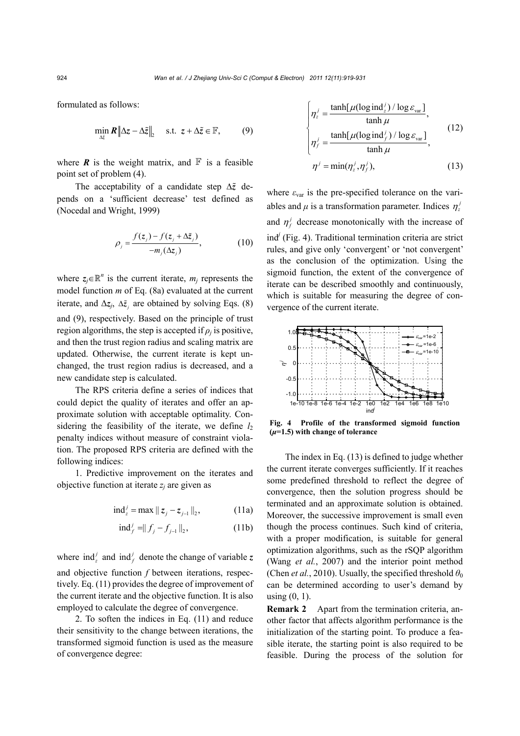formulated as follows:

$$\min_{\Delta\tilde{z}} \boldsymbol{R}\left\|\Delta \boldsymbol{z}-\Delta\tilde{\boldsymbol{z}}\right\|_2 \quad \text{s.t.} \ \boldsymbol{z}+\Delta\tilde{\boldsymbol{z}}\in\mathbb{F}, \tag{9}$$

where $\boldsymbol{R}$ is the weight matrix, and $\mathbb{F}$ is a feasible point set of problem (4).

The acceptability of a candidate step $\Delta\tilde{z}$ depends on a 'sufficient decrease' test defined as (Nocedal and Wright, 1999)

$$\rho_j=\frac{f(\boldsymbol{z}_j)-f(\boldsymbol{z}_j+\Delta\tilde{\boldsymbol{z}}_j)}{-m_j(\Delta\boldsymbol{z}_j)}, \tag{10}$$

where $\boldsymbol{z}_j\in\mathbb{R}^n$ is the current iterate, $m_j$ represents the model function $m$ of Eq. (8a) evaluated at the current iterate, and $\Delta\boldsymbol{z}_j$, $\Delta\tilde{\boldsymbol{z}}_j$ are obtained by solving Eqs. (8) and (9), respectively. Based on the principle of trust region algorithms, the step is accepted if $\rho_j$ is positive, and then the trust region radius and scaling matrix are updated. Otherwise, the current iterate is kept unchanged, the trust region radius is decreased, and a new candidate step is calculated.

The RPS criteria define a series of indices that could depict the quality of iterates and offer an approximate solution with acceptable optimality. Considering the feasibility of the iterate, we define $l_2$ penalty indices without measure of constraint violation. The proposed RPS criteria are defined with the following indices:

1. Predictive improvement on the iterates and objective function at iterate $z_j$ are given as

$$\text{ind}_z^j=\max\|\boldsymbol{z}_j-\boldsymbol{z}_{j-1}\|_2, \tag{11a}$$

$$\text{ind}_f^j=\|f_j-f_{j-1}\|_2, \tag{11b}$$

where $\text{ind}_z^j$ and $\text{ind}_f^j$ denote the change of variable $\boldsymbol{z}$ and objective function $f$ between iterations, respectively. Eq. (11) provides the degree of improvement of the current iterate and the objective function. It is also employed to calculate the degree of convergence.

2. To soften the indices in Eq. (11) and reduce their sensitivity to the change between iterations, the transformed sigmoid function is used as the measure of convergence degree:

$$\begin{cases}\eta_z^j=\dfrac{\tanh[\mu(\log\text{ind}_z^j)/\log\varepsilon_{\text{var}}]}{\tanh\mu},\\[2ex] \eta_f^j=\dfrac{\tanh[\mu(\log\text{ind}_f^j)/\log\varepsilon_{\text{var}}]}{\tanh\mu},\end{cases} \tag{12}$$

$$\eta^j=\min(\eta_z^j,\eta_f^j), \tag{13}$$

where $\varepsilon_{\text{var}}$ is the pre-specified tolerance on the variables and $\mu$ is a transformation parameter. Indices $\eta_z^j$ and $\eta_f^j$ decrease monotonically with the increase of $\text{ind}^j$ (Fig. 4). Traditional termination criteria are strict rules, and give only 'convergent' or 'not convergent' as the conclusion of the optimization. Using the sigmoid function, the extent of the convergence of iterate can be described smoothly and continuously, which is suitable for measuring the degree of convergence of the current iterate.

**Fig. 4 Profile of the transformed sigmoid function ($\mu$=1.5) with change of tolerance**

The index in Eq. (13) is defined to judge whether the current iterate converges sufficiently. If it reaches some predefined threshold to reflect the degree of convergence, then the solution progress should be terminated and an approximate solution is obtained. Moreover, the successive improvement is small even though the process continues. Such kind of criteria, with a proper modification, is suitable for general optimization algorithms, such as the rSQP algorithm (Wang *et al.*, 2007) and the interior point method (Chen *et al.*, 2010). Usually, the specified threshold $\theta_0$ can be determined according to user's demand by using (0, 1).

**Remark 2** Apart from the termination criteria, another factor that affects algorithm performance is the initialization of the starting point. To produce a feasible iterate, the starting point is also required to be feasible. During the process of the solution for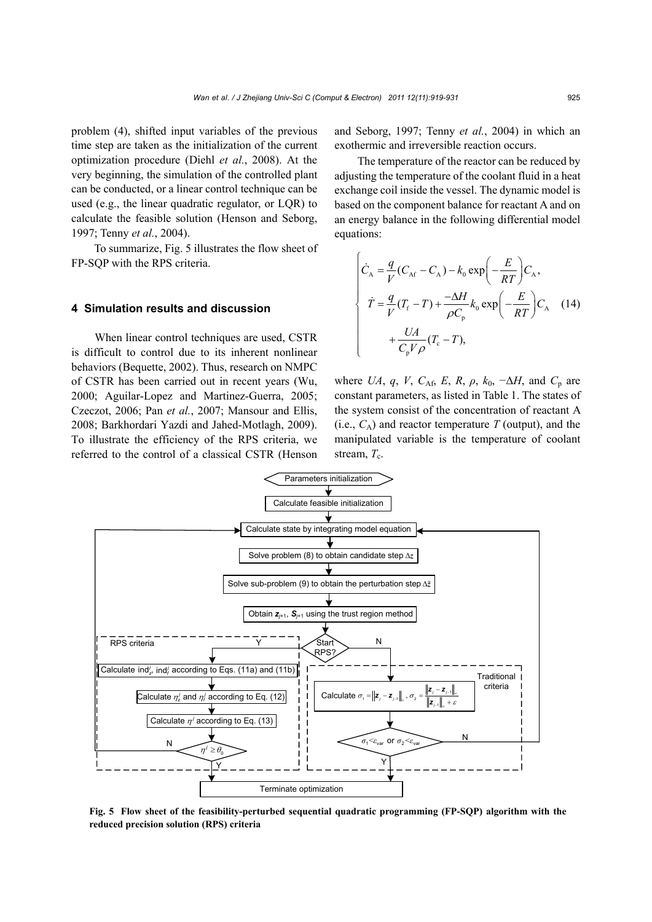problem (4), shifted input variables of the previous time step are taken as the initialization of the current optimization procedure (Diehl *et al.*, 2008). At the very beginning, the simulation of the controlled plant can be conducted, or a linear control technique can be used (e.g., the linear quadratic regulator, or LQR) to calculate the feasible solution (Henson and Seborg, 1997; Tenny *et al.*, 2004).

To summarize, Fig. 5 illustrates the flow sheet of FP-SQP with the RPS criteria.

## 4 Simulation results and discussion

When linear control techniques are used, CSTR is difficult to control due to its inherent nonlinear behaviors (Bequette, 2002). Thus, research on NMPC of CSTR has been carried out in recent years (Wu, 2000; Aguilar-Lopez and Martinez-Guerra, 2005; Czeczot, 2006; Pan *et al.*, 2007; Mansour and Ellis, 2008; Barkhordari Yazdi and Jahed-Motlagh, 2009). To illustrate the efficiency of the RPS criteria, we referred to the control of a classical CSTR (Henson and Seborg, 1997; Tenny *et al.*, 2004) in which an exothermic and irreversible reaction occurs.

The temperature of the reactor can be reduced by adjusting the temperature of the coolant fluid in a heat exchange coil inside the vessel. The dynamic model is based on the component balance for reactant A and on an energy balance in the following differential model equations:

$$
\begin{cases}
\dot{C}_{\mathrm{A}} = \dfrac{q}{V}(C_{\mathrm{Af}} - C_{\mathrm{A}}) - k_0 \exp\left(-\dfrac{E}{RT}\right) C_{\mathrm{A}}, \\
\dot{T} = \dfrac{q}{V}(T_{\mathrm{f}} - T) + \dfrac{-\Delta H}{\rho C_{\mathrm{p}}} k_0 \exp\left(-\dfrac{E}{RT}\right) C_{\mathrm{A}} \\
\qquad + \dfrac{UA}{C_{\mathrm{p}} V \rho}(T_{\mathrm{c}} - T),
\end{cases} \tag{14}
$$

where $UA$, $q$, $V$, $C_{\mathrm{Af}}$, $E$, $R$, $\rho$, $k_0$, $-\Delta H$, and $C_{\mathrm{p}}$ are constant parameters, as listed in Table 1. The states of the system consist of the concentration of reactant A (i.e., $C_{\mathrm{A}}$) and reactor temperature $T$ (output), and the manipulated variable is the temperature of coolant stream, $T_{\mathrm{c}}$.

**Fig. 5 Flow sheet of the feasibility-perturbed sequential quadratic programming (FP-SQP) algorithm with the reduced precision solution (RPS) criteria**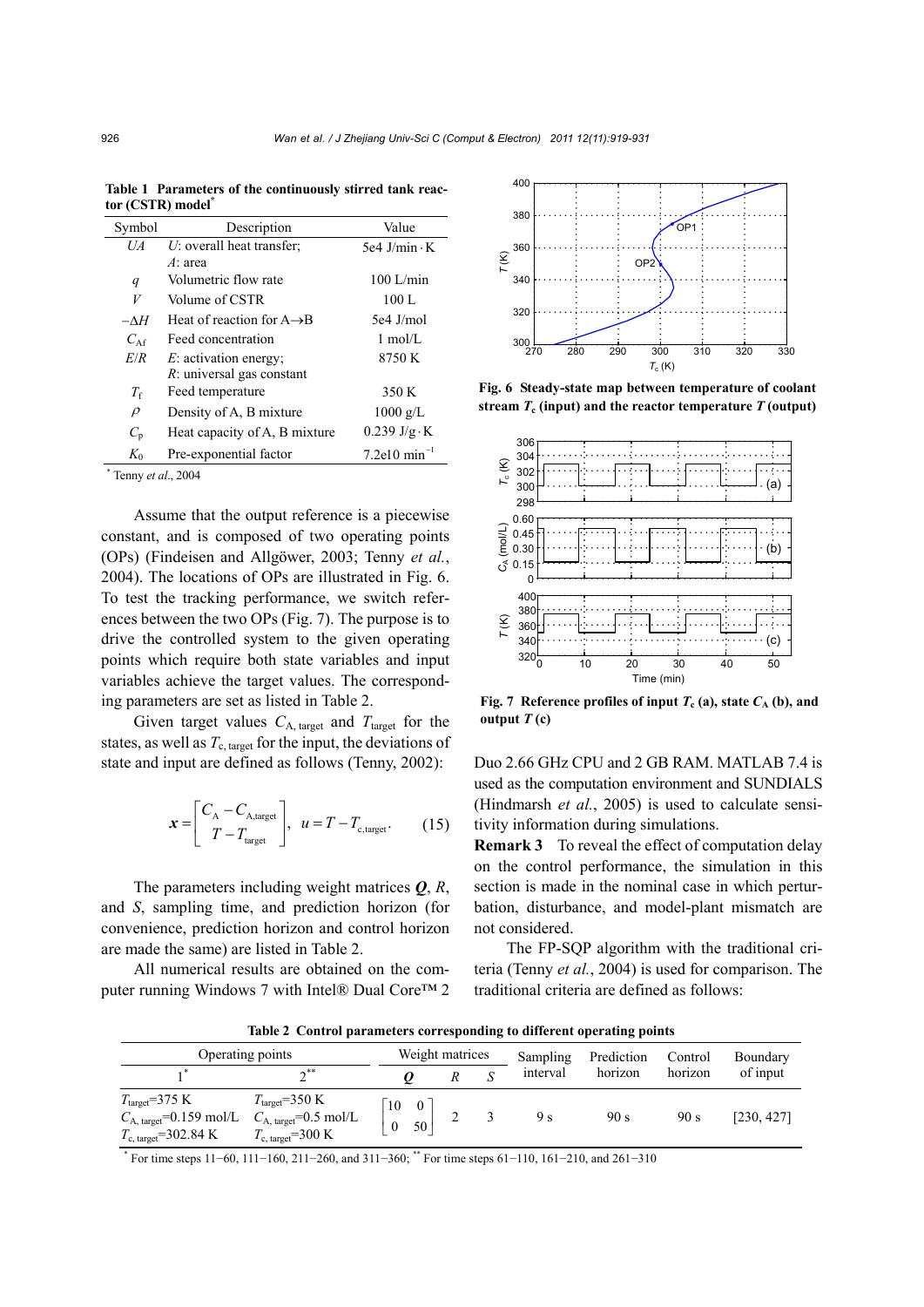**Table 1 Parameters of the continuously stirred tank reactor (CSTR) model**[*]

| Symbol | Description | Value |
|---|---|---|
| $UA$ | $U$: overall heat transfer; $A$: area | 5e4 J/min·K |
| $q$ | Volumetric flow rate | 100 L/min |
| $V$ | Volume of CSTR | 100 L |
| $-\Delta H$ | Heat of reaction for A→B | 5e4 J/mol |
| $C_{\mathrm{Af}}$ | Feed concentration | 1 mol/L |
| $E/R$ | $E$: activation energy; $R$: universal gas constant | 8750 K |
| $T_{\mathrm{f}}$ | Feed temperature | 350 K |
| $\rho$ | Density of A, B mixture | 1000 g/L |
| $C_{\mathrm{p}}$ | Heat capacity of A, B mixture | 0.239 J/g·K |
| $K_0$ | Pre-exponential factor | 7.2e10 min$^{-1}$ |

[*] Tenny *et al.*, 2004

Assume that the output reference is a piecewise constant, and is composed of two operating points (OPs) (Findeisen and Allgöwer, 2003; Tenny *et al.*, 2004). The locations of OPs are illustrated in Fig. 6. To test the tracking performance, we switch references between the two OPs (Fig. 7). The purpose is to drive the controlled system to the given operating points which require both state variables and input variables achieve the target values. The corresponding parameters are set as listed in Table 2.

Given target values $C_{\mathrm{A,\,target}}$ and $T_{\mathrm{target}}$ for the states, as well as $T_{\mathrm{c,\,target}}$ for the input, the deviations of state and input are defined as follows (Tenny, 2002):

$$\boldsymbol{x}=\begin{bmatrix} C_{\mathrm{A}}-C_{\mathrm{A,target}} \\ T-T_{\mathrm{target}} \end{bmatrix},\quad u=T-T_{\mathrm{c,target}}. \qquad (15)$$

The parameters including weight matrices $\boldsymbol{Q}$, $R$, and $S$, sampling time, and prediction horizon (for convenience, prediction horizon and control horizon are made the same) are listed in Table 2.

All numerical results are obtained on the computer running Windows 7 with Intel® Dual Core™ 2 Duo 2.66 GHz CPU and 2 GB RAM. MATLAB 7.4 is used as the computation environment and SUNDIALS (Hindmarsh *et al.*, 2005) is used to calculate sensitivity information during simulations.

**Remark 3** To reveal the effect of computation delay on the control performance, the simulation in this section is made in the nominal case in which perturbation, disturbance, and model-plant mismatch are not considered.

The FP-SQP algorithm with the traditional criteria (Tenny *et al.*, 2004) is used for comparison. The traditional criteria are defined as follows:

**Fig. 6 Steady-state map between temperature of coolant stream $T_{\mathrm{c}}$ (input) and the reactor temperature $T$ (output)**

**Fig. 7 Reference profiles of input $T_{\mathrm{c}}$ (a), state $C_{\mathrm{A}}$ (b), and output $T$ (c)**

**Table 2 Control parameters corresponding to different operating points**

| Operating points | | Weight matrices | | | Sampling interval | Prediction horizon | Control horizon | Boundary of input |
|---|---|---|---|---|---|---|---|---|
| 1[*] | 2[**] | $\boldsymbol{Q}$ | $R$ | $S$ | | | | |
| $T_{\mathrm{target}}$=375 K, $C_{\mathrm{A,\,target}}$=0.159 mol/L, $T_{\mathrm{c,\,target}}$=302.84 K | $T_{\mathrm{target}}$=350 K, $C_{\mathrm{A,\,target}}$=0.5 mol/L, $T_{\mathrm{c,\,target}}$=300 K | $\begin{bmatrix} 10 & 0 \\ 0 & 50 \end{bmatrix}$ | 2 | 3 | 9 s | 90 s | 90 s | [230, 427] |

[*] For time steps 11–60, 111–160, 211–260, and 311–360; [**] For time steps 61–110, 161–210, and 261–310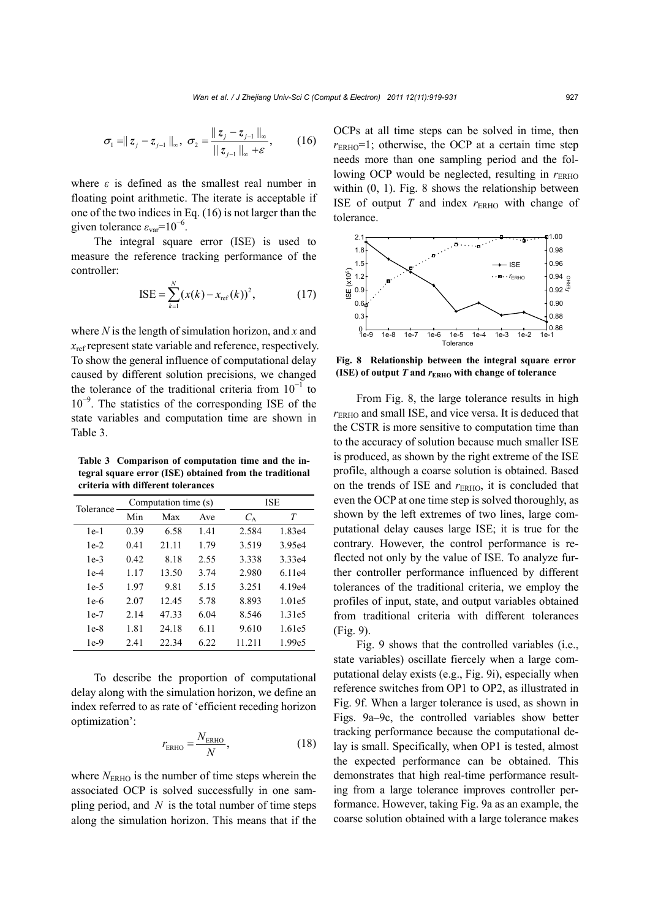$$\sigma_1 = \| z_j - z_{j-1} \|_\infty, \; \sigma_2 = \frac{\| z_j - z_{j-1} \|_\infty}{\| z_{j-1} \|_\infty + \varepsilon}, \tag{16}$$

where $\varepsilon$ is defined as the smallest real number in floating point arithmetic. The iterate is acceptable if one of the two indices in Eq. (16) is not larger than the given tolerance $\varepsilon_{\text{var}}=10^{-6}$.

The integral square error (ISE) is used to measure the reference tracking performance of the controller:

$$\text{ISE} = \sum_{k=1}^{N} (x(k) - x_{\text{ref}}(k))^2, \tag{17}$$

where $N$ is the length of simulation horizon, and $x$ and $x_{\text{ref}}$ represent state variable and reference, respectively. To show the general influence of computational delay caused by different solution precisions, we changed the tolerance of the traditional criteria from $10^{-1}$ to $10^{-9}$. The statistics of the corresponding ISE of the state variables and computation time are shown in Table 3.

**Table 3 Comparison of computation time and the integral square error (ISE) obtained from the traditional criteria with different tolerances**

| Tolerance | Computation time (s) | | | ISE | |
|---|---|---|---|---|---|
| | Min | Max | Ave | $C_A$ | $T$ |
| 1e-1 | 0.39 | 6.58 | 1.41 | 2.584 | 1.83e4 |
| 1e-2 | 0.41 | 21.11 | 1.79 | 3.519 | 3.95e4 |
| 1e-3 | 0.42 | 8.18 | 2.55 | 3.338 | 3.33e4 |
| 1e-4 | 1.17 | 13.50 | 3.74 | 2.980 | 6.11e4 |
| 1e-5 | 1.97 | 9.81 | 5.15 | 3.251 | 4.19e4 |
| 1e-6 | 2.07 | 12.45 | 5.78 | 8.893 | 1.01e5 |
| 1e-7 | 2.14 | 47.33 | 6.04 | 8.546 | 1.31e5 |
| 1e-8 | 1.81 | 24.18 | 6.11 | 9.610 | 1.61e5 |
| 1e-9 | 2.41 | 22.34 | 6.22 | 11.211 | 1.99e5 |

To describe the proportion of computational delay along with the simulation horizon, we define an index referred to as rate of 'efficient receding horizon optimization':

$$r_{\text{ERHO}} = \frac{N_{\text{ERHO}}}{N}, \tag{18}$$

where $N_{\text{ERHO}}$ is the number of time steps wherein the associated OCP is solved successfully in one sampling period, and $N$ is the total number of time steps along the simulation horizon. This means that if the OCPs at all time steps can be solved in time, then $r_{\text{ERHO}}=1$; otherwise, the OCP at a certain time step needs more than one sampling period and the following OCP would be neglected, resulting in $r_{\text{ERHO}}$ within (0, 1). Fig. 8 shows the relationship between ISE of output $T$ and index $r_{\text{ERHO}}$ with change of tolerance.

**Fig. 8 Relationship between the integral square error (ISE) of output $T$ and $r_{\text{ERHO}}$ with change of tolerance**

From Fig. 8, the large tolerance results in high $r_{\text{ERHO}}$ and small ISE, and vice versa. It is deduced that the CSTR is more sensitive to computation time than to the accuracy of solution because much smaller ISE is produced, as shown by the right extreme of the ISE profile, although a coarse solution is obtained. Based on the trends of ISE and $r_{\text{ERHO}}$, it is concluded that even the OCP at one time step is solved thoroughly, as shown by the left extremes of two lines, large computational delay causes large ISE; it is true for the contrary. However, the control performance is reflected not only by the value of ISE. To analyze further controller performance influenced by different tolerances of the traditional criteria, we employ the profiles of input, state, and output variables obtained from traditional criteria with different tolerances (Fig. 9).

Fig. 9 shows that the controlled variables (i.e., state variables) oscillate fiercely when a large computational delay exists (e.g., Fig. 9i), especially when reference switches from OP1 to OP2, as illustrated in Fig. 9f. When a larger tolerance is used, as shown in Figs. 9a–9c, the controlled variables show better tracking performance because the computational delay is small. Specifically, when OP1 is tested, almost the expected performance can be obtained. This demonstrates that high real-time performance resulting from a large tolerance improves controller performance. However, taking Fig. 9a as an example, the coarse solution obtained with a large tolerance makes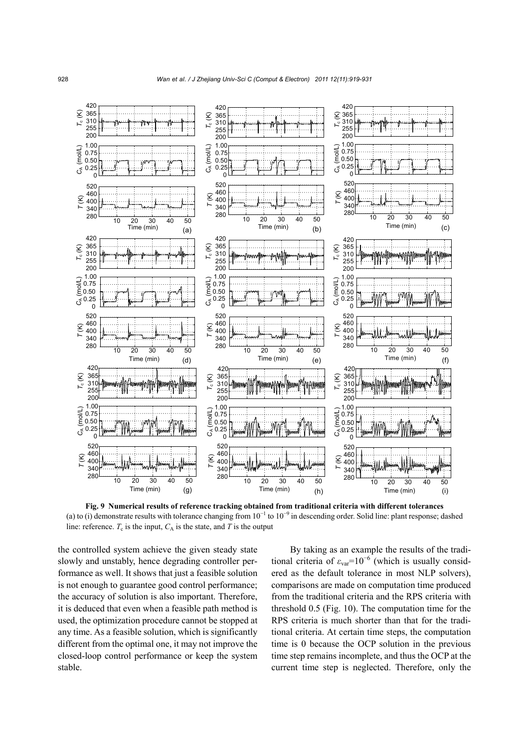**Fig. 9 Numerical results of reference tracking obtained from traditional criteria with different tolerances**
(a) to (i) demonstrate results with tolerance changing from $10^{-1}$ to $10^{-9}$ in descending order. Solid line: plant response; dashed line: reference. $T_c$ is the input, $C_A$ is the state, and $T$ is the output

the controlled system achieve the given steady state slowly and unstably, hence degrading controller performance as well. It shows that just a feasible solution is not enough to guarantee good control performance; the accuracy of solution is also important. Therefore, it is deduced that even when a feasible path method is used, the optimization procedure cannot be stopped at any time. As a feasible solution, which is significantly different from the optimal one, it may not improve the closed-loop control performance or keep the system stable.

By taking as an example the results of the traditional criteria of $\varepsilon_{var}=10^{-6}$ (which is usually considered as the default tolerance in most NLP solvers), comparisons are made on computation time produced from the traditional criteria and the RPS criteria with threshold 0.5 (Fig. 10). The computation time for the RPS criteria is much shorter than that for the traditional criteria. At certain time steps, the computation time is 0 because the OCP solution in the previous time step remains incomplete, and thus the OCP at the current time step is neglected. Therefore, only the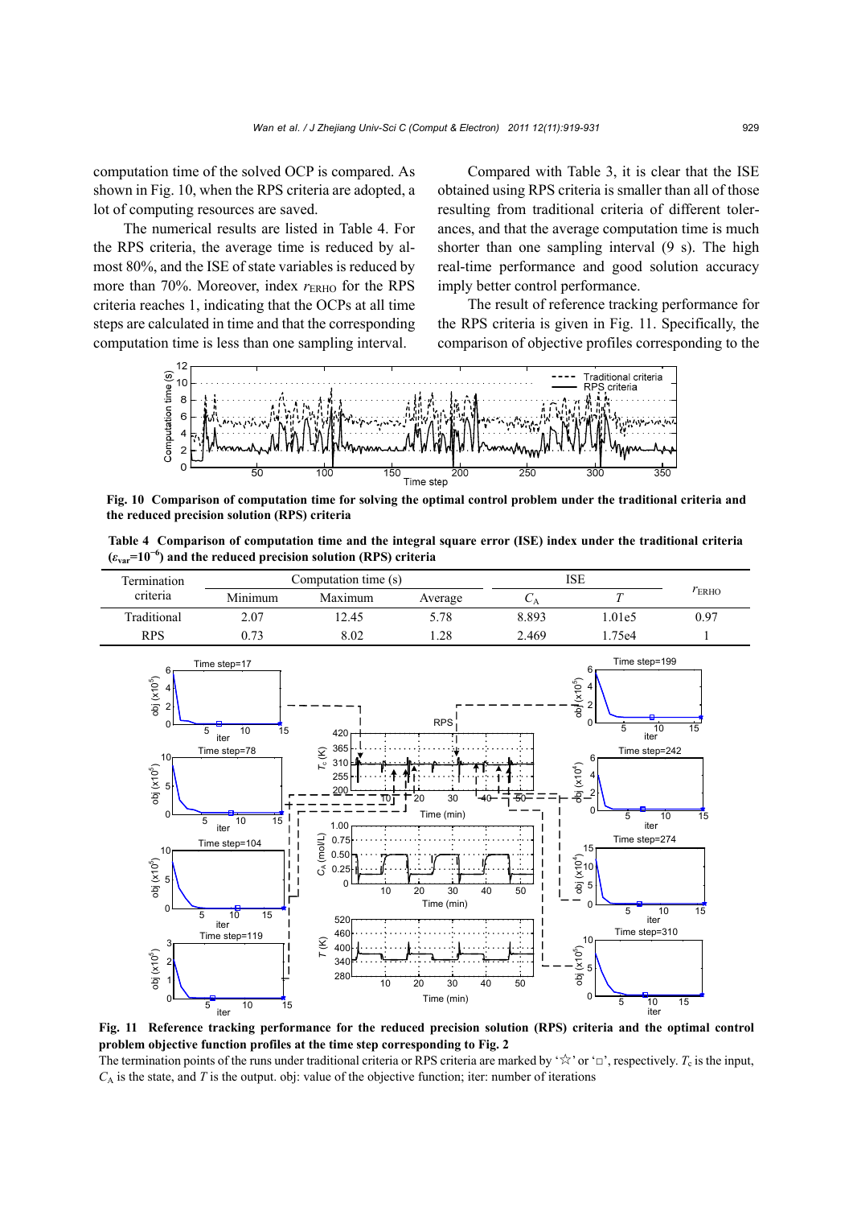computation time of the solved OCP is compared. As shown in Fig. 10, when the RPS criteria are adopted, a lot of computing resources are saved.

The numerical results are listed in Table 4. For the RPS criteria, the average time is reduced by almost 80%, and the ISE of state variables is reduced by more than 70%. Moreover, index $r_{\mathrm{ERHO}}$ for the RPS criteria reaches 1, indicating that the OCPs at all time steps are calculated in time and that the corresponding computation time is less than one sampling interval.

Compared with Table 3, it is clear that the ISE obtained using RPS criteria is smaller than all of those resulting from traditional criteria of different tolerances, and that the average computation time is much shorter than one sampling interval (9 s). The high real-time performance and good solution accuracy imply better control performance.

The result of reference tracking performance for the RPS criteria is given in Fig. 11. Specifically, the comparison of objective profiles corresponding to the

**Fig. 10 Comparison of computation time for solving the optimal control problem under the traditional criteria and the reduced precision solution (RPS) criteria**

**Table 4 Comparison of computation time and the integral square error (ISE) index under the traditional criteria ($\varepsilon_{\mathrm{var}}=10^{-6}$) and the reduced precision solution (RPS) criteria**

| Termination criteria | Computation time (s) | | | ISE | | $r_{\mathrm{ERHO}}$ |
|---|---|---|---|---|---|---|
| | Minimum | Maximum | Average | $C_A$ | $T$ | |
| Traditional | 2.07 | 12.45 | 5.78 | 8.893 | 1.01e5 | 0.97 |
| RPS | 0.73 | 8.02 | 1.28 | 2.469 | 1.75e4 | 1 |

**Fig. 11 Reference tracking performance for the reduced precision solution (RPS) criteria and the optimal control problem objective function profiles at the time step corresponding to Fig. 2**

The termination points of the runs under traditional criteria or RPS criteria are marked by '☆' or '□', respectively. $T_c$ is the input, $C_A$ is the state, and $T$ is the output. obj: value of the objective function; iter: number of iterations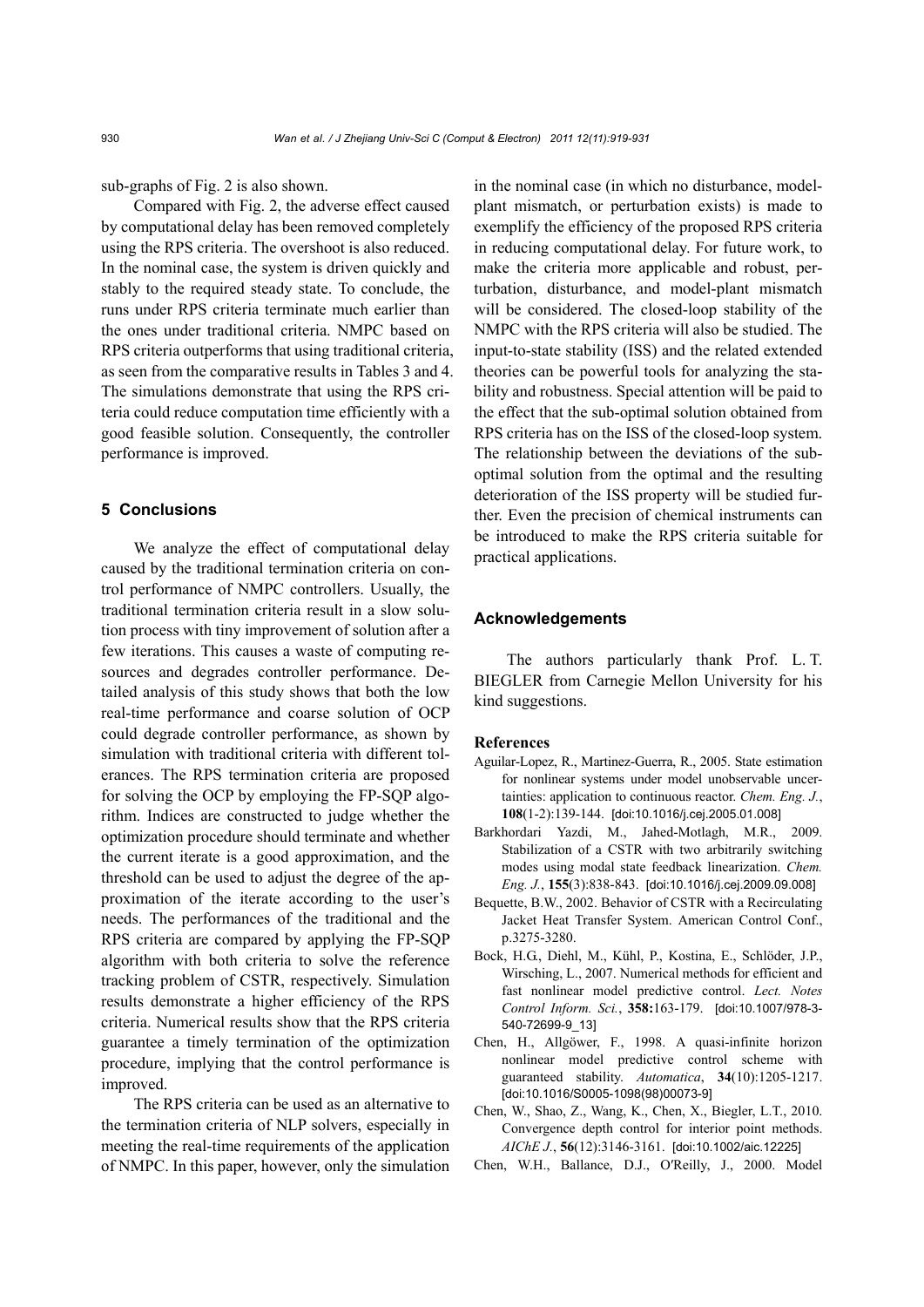sub-graphs of Fig. 2 is also shown.

Compared with Fig. 2, the adverse effect caused by computational delay has been removed completely using the RPS criteria. The overshoot is also reduced. In the nominal case, the system is driven quickly and stably to the required steady state. To conclude, the runs under RPS criteria terminate much earlier than the ones under traditional criteria. NMPC based on RPS criteria outperforms that using traditional criteria, as seen from the comparative results in Tables 3 and 4. The simulations demonstrate that using the RPS criteria could reduce computation time efficiently with a good feasible solution. Consequently, the controller performance is improved.

## 5 Conclusions

We analyze the effect of computational delay caused by the traditional termination criteria on control performance of NMPC controllers. Usually, the traditional termination criteria result in a slow solution process with tiny improvement of solution after a few iterations. This causes a waste of computing resources and degrades controller performance. Detailed analysis of this study shows that both the low real-time performance and coarse solution of OCP could degrade controller performance, as shown by simulation with traditional criteria with different tolerances. The RPS termination criteria are proposed for solving the OCP by employing the FP-SQP algorithm. Indices are constructed to judge whether the optimization procedure should terminate and whether the current iterate is a good approximation, and the threshold can be used to adjust the degree of the approximation of the iterate according to the user's needs. The performances of the traditional and the RPS criteria are compared by applying the FP-SQP algorithm with both criteria to solve the reference tracking problem of CSTR, respectively. Simulation results demonstrate a higher efficiency of the RPS criteria. Numerical results show that the RPS criteria guarantee a timely termination of the optimization procedure, implying that the control performance is improved.

The RPS criteria can be used as an alternative to the termination criteria of NLP solvers, especially in meeting the real-time requirements of the application of NMPC. In this paper, however, only the simulation in the nominal case (in which no disturbance, model-plant mismatch, or perturbation exists) is made to exemplify the efficiency of the proposed RPS criteria in reducing computational delay. For future work, to make the criteria more applicable and robust, perturbation, disturbance, and model-plant mismatch will be considered. The closed-loop stability of the NMPC with the RPS criteria will also be studied. The input-to-state stability (ISS) and the related extended theories can be powerful tools for analyzing the stability and robustness. Special attention will be paid to the effect that the sub-optimal solution obtained from RPS criteria has on the ISS of the closed-loop system. The relationship between the deviations of the sub-optimal solution from the optimal and the resulting deterioration of the ISS property will be studied further. Even the precision of chemical instruments can be introduced to make the RPS criteria suitable for practical applications.

## Acknowledgements

The authors particularly thank Prof. L. T. BIEGLER from Carnegie Mellon University for his kind suggestions.

## References

Aguilar-Lopez, R., Martinez-Guerra, R., 2005. State estimation for nonlinear systems under model unobservable uncertainties: application to continuous reactor. *Chem. Eng. J.*, **108**(1-2):139-144. [doi:10.1016/j.cej.2005.01.008]

Barkhordari Yazdi, M., Jahed-Motlagh, M.R., 2009. Stabilization of a CSTR with two arbitrarily switching modes using modal state feedback linearization. *Chem. Eng. J.*, **155**(3):838-843. [doi:10.1016/j.cej.2009.09.008]

Bequette, B.W., 2002. Behavior of CSTR with a Recirculating Jacket Heat Transfer System. American Control Conf., p.3275-3280.

Bock, H.G., Diehl, M., Kühl, P., Kostina, E., Schlöder, J.P., Wirsching, L., 2007. Numerical methods for efficient and fast nonlinear model predictive control. *Lect. Notes Control Inform. Sci.*, **358:**163-179. [doi:10.1007/978-3-540-72699-9_13]

Chen, H., Allgöwer, F., 1998. A quasi-infinite horizon nonlinear model predictive control scheme with guaranteed stability. *Automatica*, **34**(10):1205-1217. [doi:10.1016/S0005-1098(98)00073-9]

Chen, W., Shao, Z., Wang, K., Chen, X., Biegler, L.T., 2010. Convergence depth control for interior point methods. *AIChE J.*, **56**(12):3146-3161. [doi:10.1002/aic.12225]

Chen, W.H., Ballance, D.J., O′Reilly, J., 2000. Model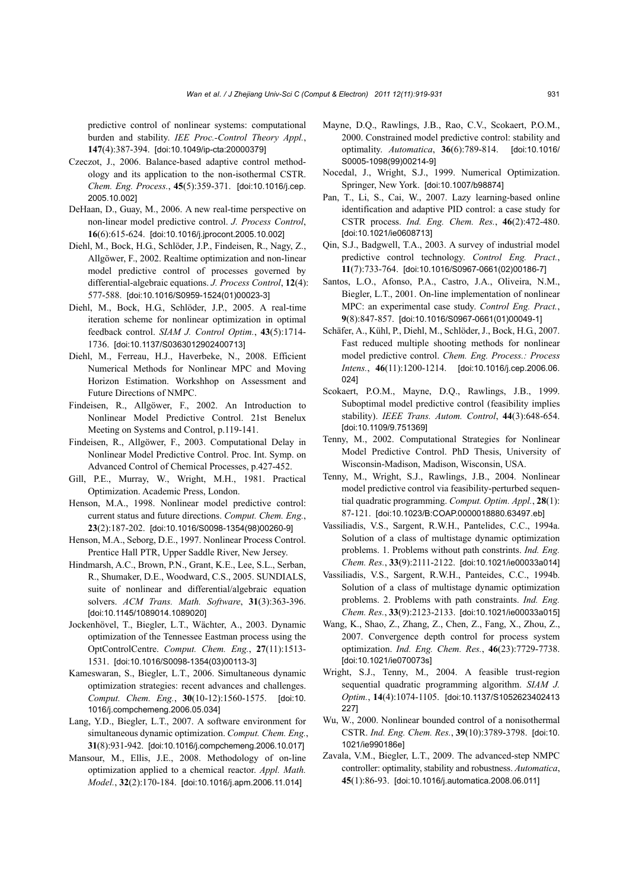predictive control of nonlinear systems: computational burden and stability. *IEE Proc.-Control Theory Appl.*, **147**(4):387-394. [doi:10.1049/ip-cta:20000379]

Czeczot, J., 2006. Balance-based adaptive control methodology and its application to the non-isothermal CSTR. *Chem. Eng. Process.*, **45**(5):359-371. [doi:10.1016/j.cep.2005.10.002]

DeHaan, D., Guay, M., 2006. A new real-time perspective on non-linear model predictive control. *J. Process Control*, **16**(6):615-624. [doi:10.1016/j.jprocont.2005.10.002]

Diehl, M., Bock, H.G., Schlöder, J.P., Findeisen, R., Nagy, Z., Allgöwer, F., 2002. Realtime optimization and non-linear model predictive control of processes governed by differential-algebraic equations. *J. Process Control*, **12**(4):577-588. [doi:10.1016/S0959-1524(01)00023-3]

Diehl, M., Bock, H.G., Schlöder, J.P., 2005. A real-time iteration scheme for nonlinear optimization in optimal feedback control. *SIAM J. Control Optim.*, **43**(5):1714-1736. [doi:10.1137/S0363012902400713]

Diehl, M., Ferreau, H.J., Haverbeke, N., 2008. Efficient Numerical Methods for Nonlinear MPC and Moving Horizon Estimation. Workshhop on Assessment and Future Directions of NMPC.

Findeisen, R., Allgöwer, F., 2002. An Introduction to Nonlinear Model Predictive Control. 21st Benelux Meeting on Systems and Control, p.119-141.

Findeisen, R., Allgöwer, F., 2003. Computational Delay in Nonlinear Model Predictive Control. Proc. Int. Symp. on Advanced Control of Chemical Processes, p.427-452.

Gill, P.E., Murray, W., Wright, M.H., 1981. Practical Optimization. Academic Press, London.

Henson, M.A., 1998. Nonlinear model predictive control: current status and future directions. *Comput. Chem. Eng.*, **23**(2):187-202. [doi:10.1016/S0098-1354(98)00260-9]

Henson, M.A., Seborg, D.E., 1997. Nonlinear Process Control. Prentice Hall PTR, Upper Saddle River, New Jersey.

Hindmarsh, A.C., Brown, P.N., Grant, K.E., Lee, S.L., Serban, R., Shumaker, D.E., Woodward, C.S., 2005. SUNDIALS, suite of nonlinear and differential/algebraic equation solvers. *ACM Trans. Math. Software*, **31**(3):363-396. [doi:10.1145/1089014.1089020]

Jockenhövel, T., Biegler, L.T., Wächter, A., 2003. Dynamic optimization of the Tennessee Eastman process using the OptControlCentre. *Comput. Chem. Eng.*, **27**(11):1513-1531. [doi:10.1016/S0098-1354(03)00113-3]

Kameswaran, S., Biegler, L.T., 2006. Simultaneous dynamic optimization strategies: recent advances and challenges. *Comput. Chem. Eng.*, **30**(10-12):1560-1575. [doi:10.1016/j.compchemeng.2006.05.034]

Lang, Y.D., Biegler, L.T., 2007. A software environment for simultaneous dynamic optimization. *Comput. Chem. Eng.*, **31**(8):931-942. [doi:10.1016/j.compchemeng.2006.10.017]

Mansour, M., Ellis, J.E., 2008. Methodology of on-line optimization applied to a chemical reactor. *Appl. Math. Model.*, **32**(2):170-184. [doi:10.1016/j.apm.2006.11.014]

Mayne, D.Q., Rawlings, J.B., Rao, C.V., Scokaert, P.O.M., 2000. Constrained model predictive control: stability and optimality. *Automatica*, **36**(6):789-814. [doi:10.1016/S0005-1098(99)00214-9]

Nocedal, J., Wright, S.J., 1999. Numerical Optimization. Springer, New York. [doi:10.1007/b98874]

Pan, T., Li, S., Cai, W., 2007. Lazy learning-based online identification and adaptive PID control: a case study for CSTR process. *Ind. Eng. Chem. Res.*, **46**(2):472-480. [doi:10.1021/ie0608713]

Qin, S.J., Badgwell, T.A., 2003. A survey of industrial model predictive control technology. *Control Eng. Pract.*, **11**(7):733-764. [doi:10.1016/S0967-0661(02)00186-7]

Santos, L.O., Afonso, P.A., Castro, J.A., Oliveira, N.M., Biegler, L.T., 2001. On-line implementation of nonlinear MPC: an experimental case study. *Control Eng. Pract.*, **9**(8):847-857. [doi:10.1016/S0967-0661(01)00049-1]

Schäfer, A., Kühl, P., Diehl, M., Schlöder, J., Bock, H.G., 2007. Fast reduced multiple shooting methods for nonlinear model predictive control. *Chem. Eng. Process.: Process Intens.*, **46**(11):1200-1214. [doi:10.1016/j.cep.2006.06.024]

Scokaert, P.O.M., Mayne, D.Q., Rawlings, J.B., 1999. Suboptimal model predictive control (feasibility implies stability). *IEEE Trans. Autom. Control*, **44**(3):648-654. [doi:10.1109/9.751369]

Tenny, M., 2002. Computational Strategies for Nonlinear Model Predictive Control. PhD Thesis, University of Wisconsin-Madison, Madison, Wisconsin, USA.

Tenny, M., Wright, S.J., Rawlings, J.B., 2004. Nonlinear model predictive control via feasibility-perturbed sequential quadratic programming. *Comput. Optim. Appl.*, **28**(1):87-121. [doi:10.1023/B:COAP.0000018880.63497.eb]

Vassiliadis, V.S., Sargent, R.W.H., Pantelides, C.C., 1994a. Solution of a class of multistage dynamic optimization problems. 1. Problems without path constrints. *Ind. Eng. Chem. Res.*, **33**(9):2111-2122. [doi:10.1021/ie00033a014]

Vassiliadis, V.S., Sargent, R.W.H., Panteides, C.C., 1994b. Solution of a class of multistage dynamic optimization problems. 2. Problems with path constraints. *Ind. Eng. Chem. Res.*, **33**(9):2123-2133. [doi:10.1021/ie00033a015]

Wang, K., Shao, Z., Zhang, Z., Chen, Z., Fang, X., Zhou, Z., 2007. Convergence depth control for process system optimization. *Ind. Eng. Chem. Res.*, **46**(23):7729-7738. [doi:10.1021/ie070073s]

Wright, S.J., Tenny, M., 2004. A feasible trust-region sequential quadratic programming algorithm. *SIAM J. Optim.*, **14**(4):1074-1105. [doi:10.1137/S1052623402413227]

Wu, W., 2000. Nonlinear bounded control of a nonisothermal CSTR. *Ind. Eng. Chem. Res.*, **39**(10):3789-3798. [doi:10.1021/ie990186e]

Zavala, V.M., Biegler, L.T., 2009. The advanced-step NMPC controller: optimality, stability and robustness. *Automatica*, **45**(1):86-93. [doi:10.1016/j.automatica.2008.06.011]